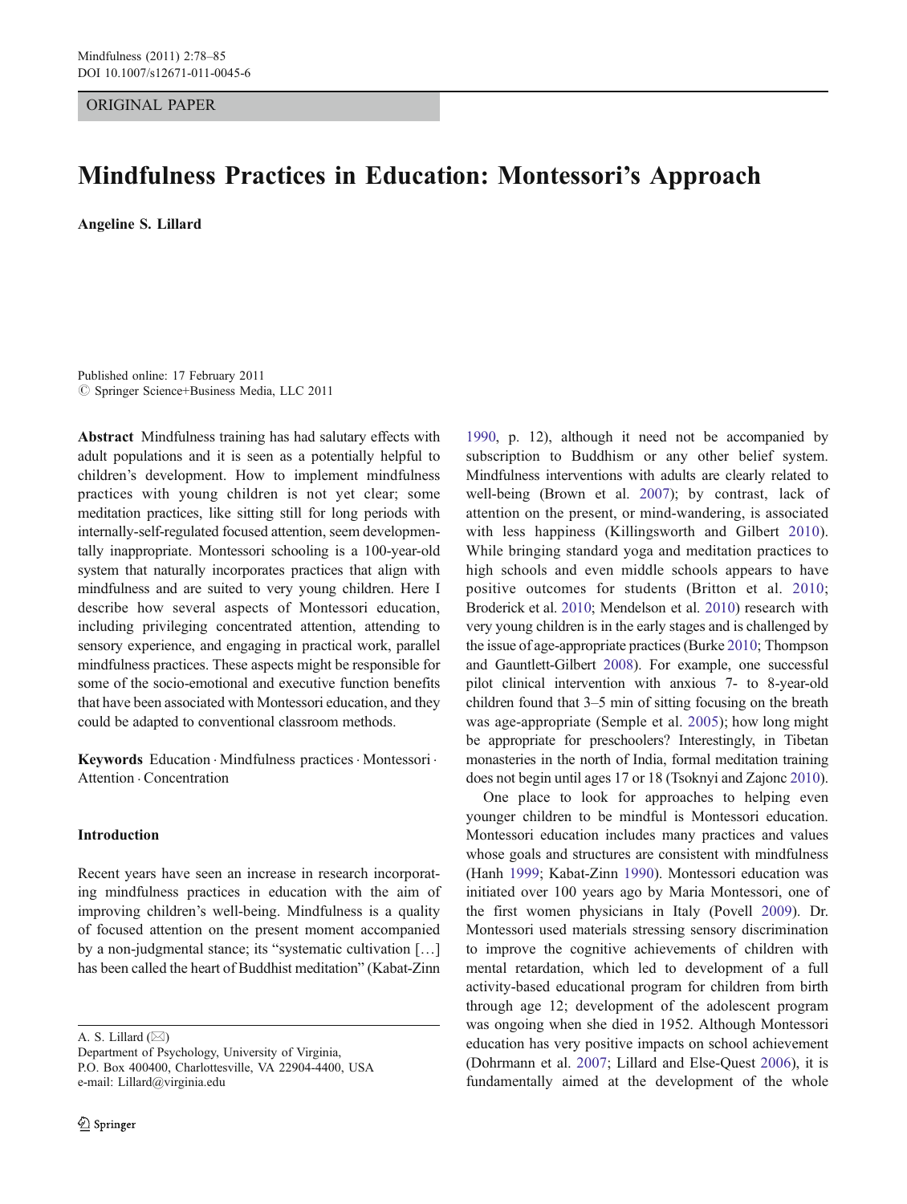ORIGINAL PAPER

# Mindfulness Practices in Education: Montessori's Approach

**Angeline S. Lillard**

Published online: 17 February 2011
© Springer Science+Business Media, LLC 2011

**Abstract** Mindfulness training has had salutary effects with adult populations and it is seen as a potentially helpful to children's development. How to implement mindfulness practices with young children is not yet clear; some meditation practices, like sitting still for long periods with internally-self-regulated focused attention, seem developmentally inappropriate. Montessori schooling is a 100-year-old system that naturally incorporates practices that align with mindfulness and are suited to very young children. Here I describe how several aspects of Montessori education, including privileging concentrated attention, attending to sensory experience, and engaging in practical work, parallel mindfulness practices. These aspects might be responsible for some of the socio-emotional and executive function benefits that have been associated with Montessori education, and they could be adapted to conventional classroom methods.

**Keywords** Education · Mindfulness practices · Montessori · Attention · Concentration

## Introduction

Recent years have seen an increase in research incorporating mindfulness practices in education with the aim of improving children's well-being. Mindfulness is a quality of focused attention on the present moment accompanied by a non-judgmental stance; its "systematic cultivation […] has been called the heart of Buddhist meditation" (Kabat-Zinn 1990, p. 12), although it need not be accompanied by subscription to Buddhism or any other belief system. Mindfulness interventions with adults are clearly related to well-being (Brown et al. 2007); by contrast, lack of attention on the present, or mind-wandering, is associated with less happiness (Killingsworth and Gilbert 2010). While bringing standard yoga and meditation practices to high schools and even middle schools appears to have positive outcomes for students (Britton et al. 2010; Broderick et al. 2010; Mendelson et al. 2010) research with very young children is in the early stages and is challenged by the issue of age-appropriate practices (Burke 2010; Thompson and Gauntlett-Gilbert 2008). For example, one successful pilot clinical intervention with anxious 7- to 8-year-old children found that 3–5 min of sitting focusing on the breath was age-appropriate (Semple et al. 2005); how long might be appropriate for preschoolers? Interestingly, in Tibetan monasteries in the north of India, formal meditation training does not begin until ages 17 or 18 (Tsoknyi and Zajonc 2010).

One place to look for approaches to helping even younger children to be mindful is Montessori education. Montessori education includes many practices and values whose goals and structures are consistent with mindfulness (Hanh 1999; Kabat-Zinn 1990). Montessori education was initiated over 100 years ago by Maria Montessori, one of the first women physicians in Italy (Povell 2009). Dr. Montessori used materials stressing sensory discrimination to improve the cognitive achievements of children with mental retardation, which led to development of a full activity-based educational program for children from birth through age 12; development of the adolescent program was ongoing when she died in 1952. Although Montessori education has very positive impacts on school achievement (Dohrmann et al. 2007; Lillard and Else-Quest 2006), it is fundamentally aimed at the development of the whole

A. S. Lillard (✉)
Department of Psychology, University of Virginia,
P.O. Box 400400, Charlottesville, VA 22904-4400, USA
e-mail: Lillard@virginia.edu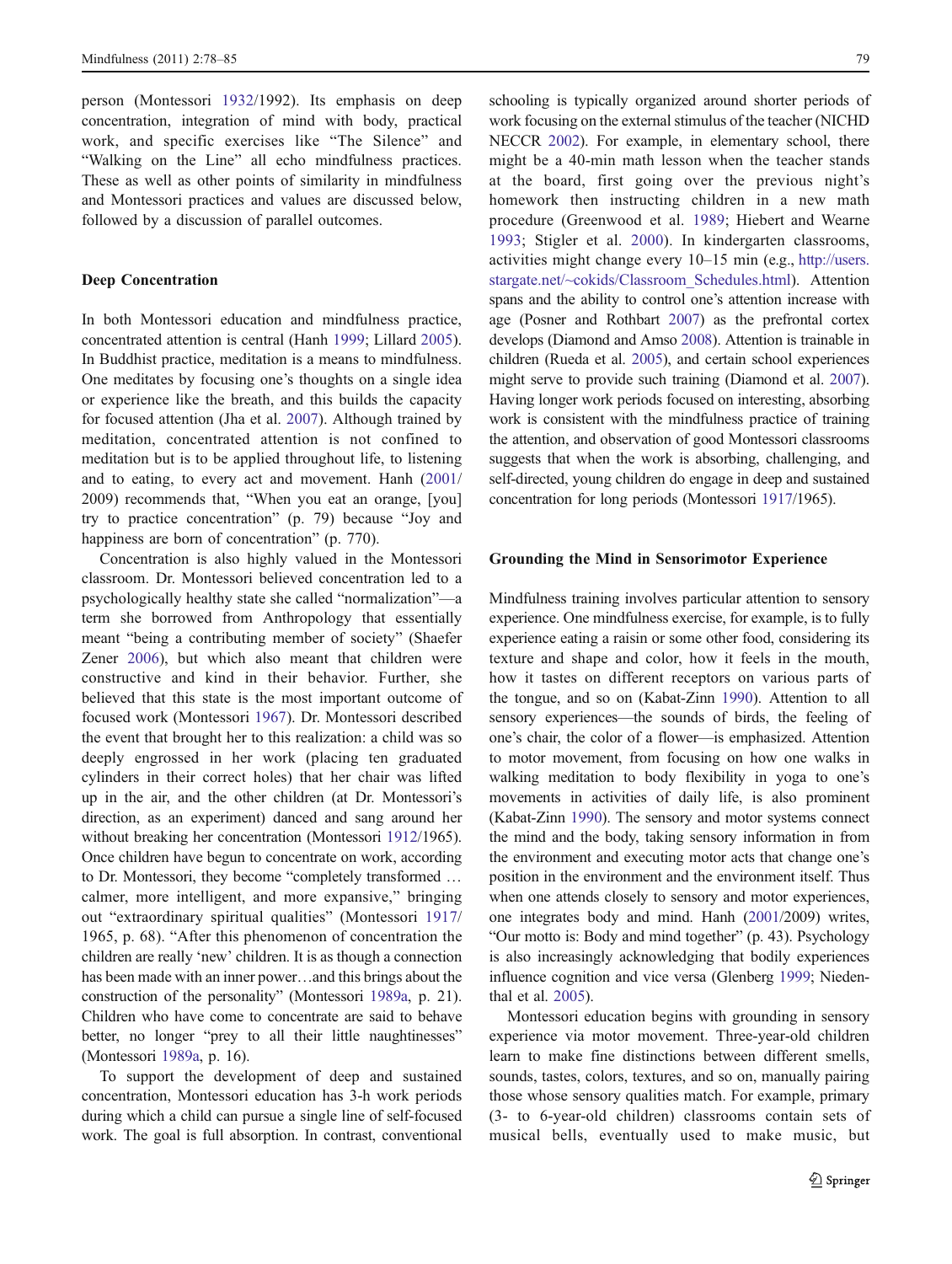person (Montessori 1932/1992). Its emphasis on deep concentration, integration of mind with body, practical work, and specific exercises like "The Silence" and "Walking on the Line" all echo mindfulness practices. These as well as other points of similarity in mindfulness and Montessori practices and values are discussed below, followed by a discussion of parallel outcomes.

### Deep Concentration

In both Montessori education and mindfulness practice, concentrated attention is central (Hanh 1999; Lillard 2005). In Buddhist practice, meditation is a means to mindfulness. One meditates by focusing one's thoughts on a single idea or experience like the breath, and this builds the capacity for focused attention (Jha et al. 2007). Although trained by meditation, concentrated attention is not confined to meditation but is to be applied throughout life, to listening and to eating, to every act and movement. Hanh (2001/2009) recommends that, "When you eat an orange, [you] try to practice concentration" (p. 79) because "Joy and happiness are born of concentration" (p. 770).

Concentration is also highly valued in the Montessori classroom. Dr. Montessori believed concentration led to a psychologically healthy state she called "normalization"—a term she borrowed from Anthropology that essentially meant "being a contributing member of society" (Shaefer Zener 2006), but which also meant that children were constructive and kind in their behavior. Further, she believed that this state is the most important outcome of focused work (Montessori 1967). Dr. Montessori described the event that brought her to this realization: a child was so deeply engrossed in her work (placing ten graduated cylinders in their correct holes) that her chair was lifted up in the air, and the other children (at Dr. Montessori's direction, as an experiment) danced and sang around her without breaking her concentration (Montessori 1912/1965). Once children have begun to concentrate on work, according to Dr. Montessori, they become "completely transformed … calmer, more intelligent, and more expansive," bringing out "extraordinary spiritual qualities" (Montessori 1917/1965, p. 68). "After this phenomenon of concentration the children are really 'new' children. It is as though a connection has been made with an inner power…and this brings about the construction of the personality" (Montessori 1989a, p. 21). Children who have come to concentrate are said to behave better, no longer "prey to all their little naughtinesses" (Montessori 1989a, p. 16).

To support the development of deep and sustained concentration, Montessori education has 3-h work periods during which a child can pursue a single line of self-focused work. The goal is full absorption. In contrast, conventional schooling is typically organized around shorter periods of work focusing on the external stimulus of the teacher (NICHD NECCR 2002). For example, in elementary school, there might be a 40-min math lesson when the teacher stands at the board, first going over the previous night's homework then instructing children in a new math procedure (Greenwood et al. 1989; Hiebert and Wearne 1993; Stigler et al. 2000). In kindergarten classrooms, activities might change every 10–15 min (e.g., http://users.stargate.net/~cokids/Classroom_Schedules.html). Attention spans and the ability to control one's attention increase with age (Posner and Rothbart 2007) as the prefrontal cortex develops (Diamond and Amso 2008). Attention is trainable in children (Rueda et al. 2005), and certain school experiences might serve to provide such training (Diamond et al. 2007). Having longer work periods focused on interesting, absorbing work is consistent with the mindfulness practice of training the attention, and observation of good Montessori classrooms suggests that when the work is absorbing, challenging, and self-directed, young children do engage in deep and sustained concentration for long periods (Montessori 1917/1965).

### Grounding the Mind in Sensorimotor Experience

Mindfulness training involves particular attention to sensory experience. One mindfulness exercise, for example, is to fully experience eating a raisin or some other food, considering its texture and shape and color, how it feels in the mouth, how it tastes on different receptors on various parts of the tongue, and so on (Kabat-Zinn 1990). Attention to all sensory experiences—the sounds of birds, the feeling of one's chair, the color of a flower—is emphasized. Attention to motor movement, from focusing on how one walks in walking meditation to body flexibility in yoga to one's movements in activities of daily life, is also prominent (Kabat-Zinn 1990). The sensory and motor systems connect the mind and the body, taking sensory information in from the environment and executing motor acts that change one's position in the environment and the environment itself. Thus when one attends closely to sensory and motor experiences, one integrates body and mind. Hanh (2001/2009) writes, "Our motto is: Body and mind together" (p. 43). Psychology is also increasingly acknowledging that bodily experiences influence cognition and vice versa (Glenberg 1999; Niedenthal et al. 2005).

Montessori education begins with grounding in sensory experience via motor movement. Three-year-old children learn to make fine distinctions between different smells, sounds, tastes, colors, textures, and so on, manually pairing those whose sensory qualities match. For example, primary (3- to 6-year-old children) classrooms contain sets of musical bells, eventually used to make music, but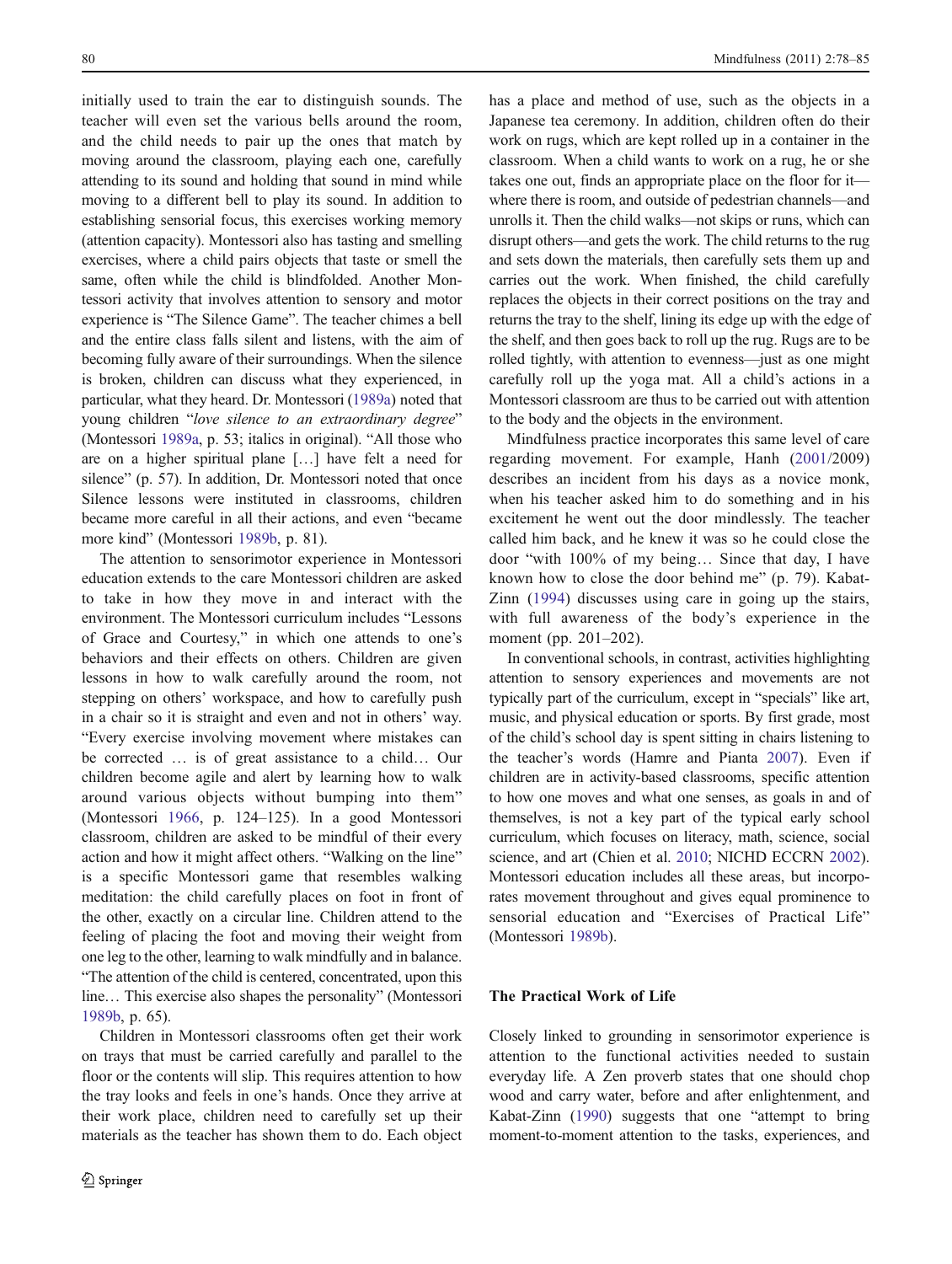initially used to train the ear to distinguish sounds. The teacher will even set the various bells around the room, and the child needs to pair up the ones that match by moving around the classroom, playing each one, carefully attending to its sound and holding that sound in mind while moving to a different bell to play its sound. In addition to establishing sensorial focus, this exercises working memory (attention capacity). Montessori also has tasting and smelling exercises, where a child pairs objects that taste or smell the same, often while the child is blindfolded. Another Montessori activity that involves attention to sensory and motor experience is "The Silence Game". The teacher chimes a bell and the entire class falls silent and listens, with the aim of becoming fully aware of their surroundings. When the silence is broken, children can discuss what they experienced, in particular, what they heard. Dr. Montessori (1989a) noted that young children "*love silence to an extraordinary degree*" (Montessori 1989a, p. 53; italics in original). "All those who are on a higher spiritual plane […] have felt a need for silence" (p. 57). In addition, Dr. Montessori noted that once Silence lessons were instituted in classrooms, children became more careful in all their actions, and even "became more kind" (Montessori 1989b, p. 81).

The attention to sensorimotor experience in Montessori education extends to the care Montessori children are asked to take in how they move in and interact with the environment. The Montessori curriculum includes "Lessons of Grace and Courtesy," in which one attends to one's behaviors and their effects on others. Children are given lessons in how to walk carefully around the room, not stepping on others' workspace, and how to carefully push in a chair so it is straight and even and not in others' way. "Every exercise involving movement where mistakes can be corrected … is of great assistance to a child… Our children become agile and alert by learning how to walk around various objects without bumping into them" (Montessori 1966, p. 124–125). In a good Montessori classroom, children are asked to be mindful of their every action and how it might affect others. "Walking on the line" is a specific Montessori game that resembles walking meditation: the child carefully places on foot in front of the other, exactly on a circular line. Children attend to the feeling of placing the foot and moving their weight from one leg to the other, learning to walk mindfully and in balance. "The attention of the child is centered, concentrated, upon this line… This exercise also shapes the personality" (Montessori 1989b, p. 65).

Children in Montessori classrooms often get their work on trays that must be carried carefully and parallel to the floor or the contents will slip. This requires attention to how the tray looks and feels in one's hands. Once they arrive at their work place, children need to carefully set up their materials as the teacher has shown them to do. Each object has a place and method of use, such as the objects in a Japanese tea ceremony. In addition, children often do their work on rugs, which are kept rolled up in a container in the classroom. When a child wants to work on a rug, he or she takes one out, finds an appropriate place on the floor for it—where there is room, and outside of pedestrian channels—and unrolls it. Then the child walks—not skips or runs, which can disrupt others—and gets the work. The child returns to the rug and sets down the materials, then carefully sets them up and carries out the work. When finished, the child carefully replaces the objects in their correct positions on the tray and returns the tray to the shelf, lining its edge up with the edge of the shelf, and then goes back to roll up the rug. Rugs are to be rolled tightly, with attention to evenness—just as one might carefully roll up the yoga mat. All a child's actions in a Montessori classroom are thus to be carried out with attention to the body and the objects in the environment.

Mindfulness practice incorporates this same level of care regarding movement. For example, Hanh (2001/2009) describes an incident from his days as a novice monk, when his teacher asked him to do something and in his excitement he went out the door mindlessly. The teacher called him back, and he knew it was so he could close the door "with 100% of my being… Since that day, I have known how to close the door behind me" (p. 79). Kabat-Zinn (1994) discusses using care in going up the stairs, with full awareness of the body's experience in the moment (pp. 201–202).

In conventional schools, in contrast, activities highlighting attention to sensory experiences and movements are not typically part of the curriculum, except in "specials" like art, music, and physical education or sports. By first grade, most of the child's school day is spent sitting in chairs listening to the teacher's words (Hamre and Pianta 2007). Even if children are in activity-based classrooms, specific attention to how one moves and what one senses, as goals in and of themselves, is not a key part of the typical early school curriculum, which focuses on literacy, math, science, social science, and art (Chien et al. 2010; NICHD ECCRN 2002). Montessori education includes all these areas, but incorporates movement throughout and gives equal prominence to sensorial education and "Exercises of Practical Life" (Montessori 1989b).

## The Practical Work of Life

Closely linked to grounding in sensorimotor experience is attention to the functional activities needed to sustain everyday life. A Zen proverb states that one should chop wood and carry water, before and after enlightenment, and Kabat-Zinn (1990) suggests that one "attempt to bring moment-to-moment attention to the tasks, experiences, and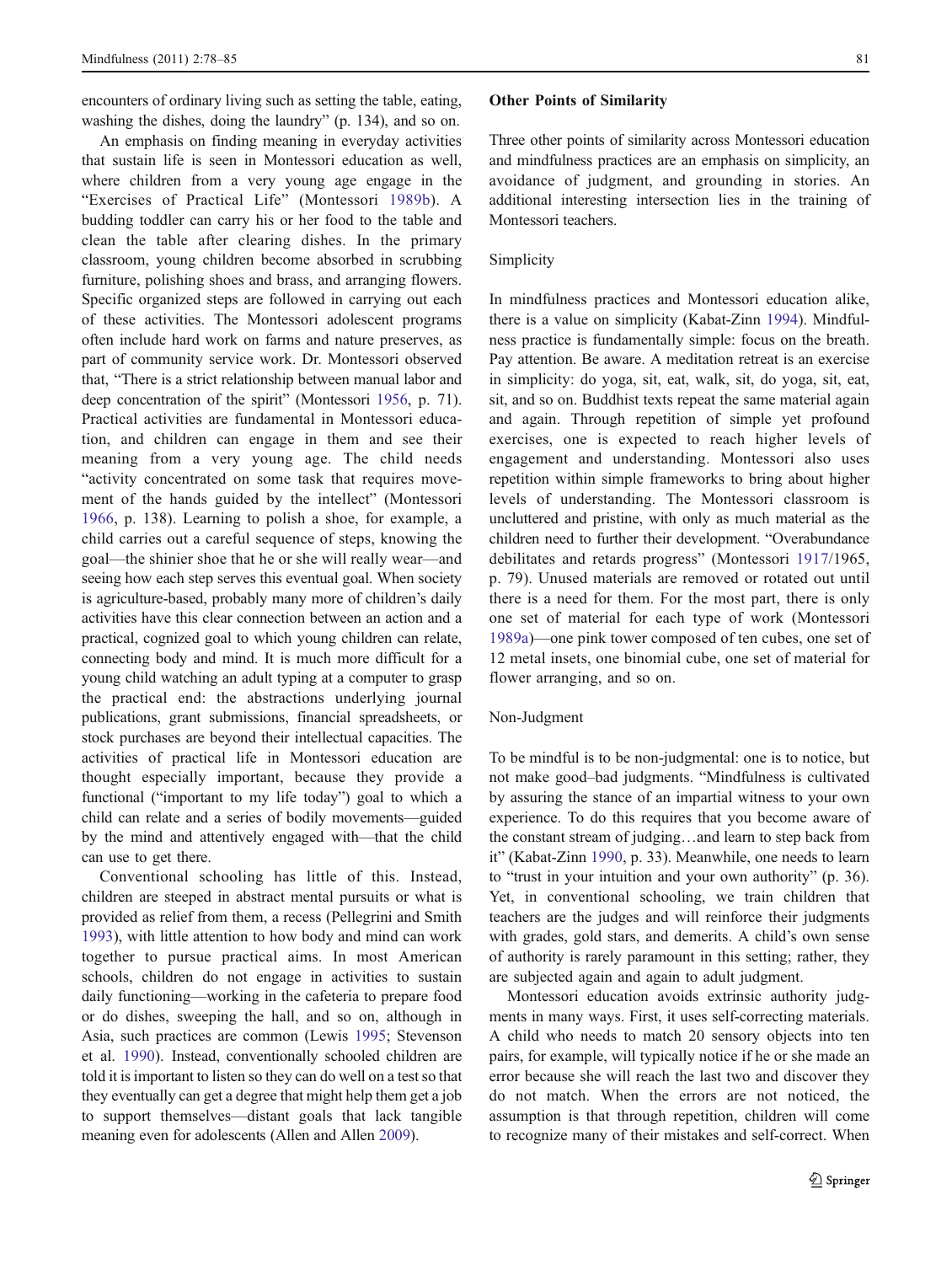encounters of ordinary living such as setting the table, eating, washing the dishes, doing the laundry" (p. 134), and so on.

An emphasis on finding meaning in everyday activities that sustain life is seen in Montessori education as well, where children from a very young age engage in the "Exercises of Practical Life" (Montessori 1989b). A budding toddler can carry his or her food to the table and clean the table after clearing dishes. In the primary classroom, young children become absorbed in scrubbing furniture, polishing shoes and brass, and arranging flowers. Specific organized steps are followed in carrying out each of these activities. The Montessori adolescent programs often include hard work on farms and nature preserves, as part of community service work. Dr. Montessori observed that, "There is a strict relationship between manual labor and deep concentration of the spirit" (Montessori 1956, p. 71). Practical activities are fundamental in Montessori education, and children can engage in them and see their meaning from a very young age. The child needs "activity concentrated on some task that requires movement of the hands guided by the intellect" (Montessori 1966, p. 138). Learning to polish a shoe, for example, a child carries out a careful sequence of steps, knowing the goal—the shinier shoe that he or she will really wear—and seeing how each step serves this eventual goal. When society is agriculture-based, probably many more of children's daily activities have this clear connection between an action and a practical, cognized goal to which young children can relate, connecting body and mind. It is much more difficult for a young child watching an adult typing at a computer to grasp the practical end: the abstractions underlying journal publications, grant submissions, financial spreadsheets, or stock purchases are beyond their intellectual capacities. The activities of practical life in Montessori education are thought especially important, because they provide a functional ("important to my life today") goal to which a child can relate and a series of bodily movements—guided by the mind and attentively engaged with—that the child can use to get there.

Conventional schooling has little of this. Instead, children are steeped in abstract mental pursuits or what is provided as relief from them, a recess (Pellegrini and Smith 1993), with little attention to how body and mind can work together to pursue practical aims. In most American schools, children do not engage in activities to sustain daily functioning—working in the cafeteria to prepare food or do dishes, sweeping the hall, and so on, although in Asia, such practices are common (Lewis 1995; Stevenson et al. 1990). Instead, conventionally schooled children are told it is important to listen so they can do well on a test so that they eventually can get a degree that might help them get a job to support themselves—distant goals that lack tangible meaning even for adolescents (Allen and Allen 2009).

## Other Points of Similarity

Three other points of similarity across Montessori education and mindfulness practices are an emphasis on simplicity, an avoidance of judgment, and grounding in stories. An additional interesting intersection lies in the training of Montessori teachers.

### Simplicity

In mindfulness practices and Montessori education alike, there is a value on simplicity (Kabat-Zinn 1994). Mindfulness practice is fundamentally simple: focus on the breath. Pay attention. Be aware. A meditation retreat is an exercise in simplicity: do yoga, sit, eat, walk, sit, do yoga, sit, eat, sit, and so on. Buddhist texts repeat the same material again and again. Through repetition of simple yet profound exercises, one is expected to reach higher levels of engagement and understanding. Montessori also uses repetition within simple frameworks to bring about higher levels of understanding. The Montessori classroom is uncluttered and pristine, with only as much material as the children need to further their development. "Overabundance debilitates and retards progress" (Montessori 1917/1965, p. 79). Unused materials are removed or rotated out until there is a need for them. For the most part, there is only one set of material for each type of work (Montessori 1989a)—one pink tower composed of ten cubes, one set of 12 metal insets, one binomial cube, one set of material for flower arranging, and so on.

### Non-Judgment

To be mindful is to be non-judgmental: one is to notice, but not make good–bad judgments. "Mindfulness is cultivated by assuring the stance of an impartial witness to your own experience. To do this requires that you become aware of the constant stream of judging…and learn to step back from it" (Kabat-Zinn 1990, p. 33). Meanwhile, one needs to learn to "trust in your intuition and your own authority" (p. 36). Yet, in conventional schooling, we train children that teachers are the judges and will reinforce their judgments with grades, gold stars, and demerits. A child's own sense of authority is rarely paramount in this setting; rather, they are subjected again and again to adult judgment.

Montessori education avoids extrinsic authority judgments in many ways. First, it uses self-correcting materials. A child who needs to match 20 sensory objects into ten pairs, for example, will typically notice if he or she made an error because she will reach the last two and discover they do not match. When the errors are not noticed, the assumption is that through repetition, children will come to recognize many of their mistakes and self-correct. When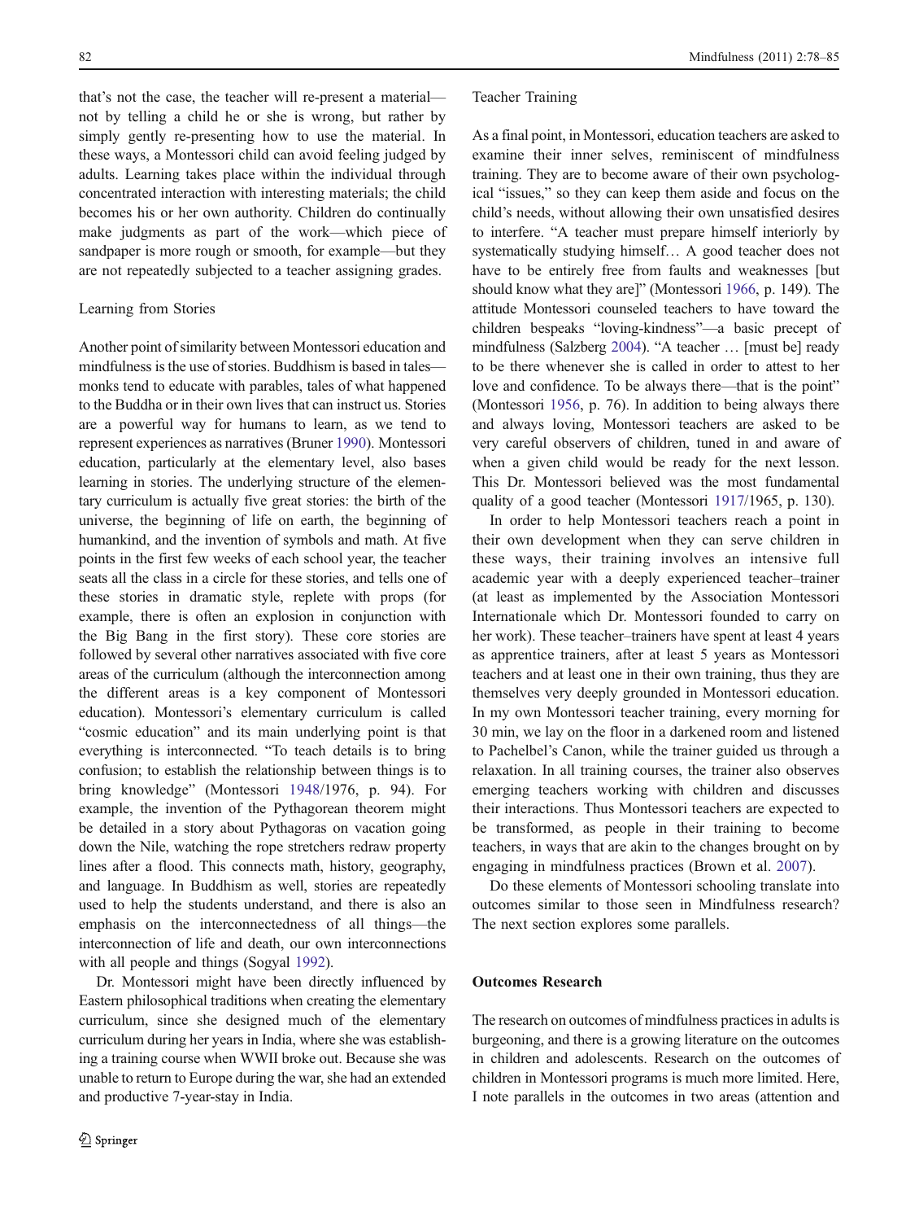that's not the case, the teacher will re-present a material—not by telling a child he or she is wrong, but rather by simply gently re-presenting how to use the material. In these ways, a Montessori child can avoid feeling judged by adults. Learning takes place within the individual through concentrated interaction with interesting materials; the child becomes his or her own authority. Children do continually make judgments as part of the work—which piece of sandpaper is more rough or smooth, for example—but they are not repeatedly subjected to a teacher assigning grades.

### Learning from Stories

Another point of similarity between Montessori education and mindfulness is the use of stories. Buddhism is based in tales—monks tend to educate with parables, tales of what happened to the Buddha or in their own lives that can instruct us. Stories are a powerful way for humans to learn, as we tend to represent experiences as narratives (Bruner 1990). Montessori education, particularly at the elementary level, also bases learning in stories. The underlying structure of the elementary curriculum is actually five great stories: the birth of the universe, the beginning of life on earth, the beginning of humankind, and the invention of symbols and math. At five points in the first few weeks of each school year, the teacher seats all the class in a circle for these stories, and tells one of these stories in dramatic style, replete with props (for example, there is often an explosion in conjunction with the Big Bang in the first story). These core stories are followed by several other narratives associated with five core areas of the curriculum (although the interconnection among the different areas is a key component of Montessori education). Montessori's elementary curriculum is called "cosmic education" and its main underlying point is that everything is interconnected. "To teach details is to bring confusion; to establish the relationship between things is to bring knowledge" (Montessori 1948/1976, p. 94). For example, the invention of the Pythagorean theorem might be detailed in a story about Pythagoras on vacation going down the Nile, watching the rope stretchers redraw property lines after a flood. This connects math, history, geography, and language. In Buddhism as well, stories are repeatedly used to help the students understand, and there is also an emphasis on the interconnectedness of all things—the interconnection of life and death, our own interconnections with all people and things (Sogyal 1992).

Dr. Montessori might have been directly influenced by Eastern philosophical traditions when creating the elementary curriculum, since she designed much of the elementary curriculum during her years in India, where she was establishing a training course when WWII broke out. Because she was unable to return to Europe during the war, she had an extended and productive 7-year-stay in India.

### Teacher Training

As a final point, in Montessori, education teachers are asked to examine their inner selves, reminiscent of mindfulness training. They are to become aware of their own psychological "issues," so they can keep them aside and focus on the child's needs, without allowing their own unsatisfied desires to interfere. "A teacher must prepare himself interiorly by systematically studying himself… A good teacher does not have to be entirely free from faults and weaknesses [but should know what they are]" (Montessori 1966, p. 149). The attitude Montessori counseled teachers to have toward the children bespeaks "loving-kindness"—a basic precept of mindfulness (Salzberg 2004). "A teacher … [must be] ready to be there whenever she is called in order to attest to her love and confidence. To be always there—that is the point" (Montessori 1956, p. 76). In addition to being always there and always loving, Montessori teachers are asked to be very careful observers of children, tuned in and aware of when a given child would be ready for the next lesson. This Dr. Montessori believed was the most fundamental quality of a good teacher (Montessori 1917/1965, p. 130).

In order to help Montessori teachers reach a point in their own development when they can serve children in these ways, their training involves an intensive full academic year with a deeply experienced teacher–trainer (at least as implemented by the Association Montessori Internationale which Dr. Montessori founded to carry on her work). These teacher–trainers have spent at least 4 years as apprentice trainers, after at least 5 years as Montessori teachers and at least one in their own training, thus they are themselves very deeply grounded in Montessori education. In my own Montessori teacher training, every morning for 30 min, we lay on the floor in a darkened room and listened to Pachelbel's Canon, while the trainer guided us through a relaxation. In all training courses, the trainer also observes emerging teachers working with children and discusses their interactions. Thus Montessori teachers are expected to be transformed, as people in their training to become teachers, in ways that are akin to the changes brought on by engaging in mindfulness practices (Brown et al. 2007).

Do these elements of Montessori schooling translate into outcomes similar to those seen in Mindfulness research? The next section explores some parallels.

## Outcomes Research

The research on outcomes of mindfulness practices in adults is burgeoning, and there is a growing literature on the outcomes in children and adolescents. Research on the outcomes of children in Montessori programs is much more limited. Here, I note parallels in the outcomes in two areas (attention and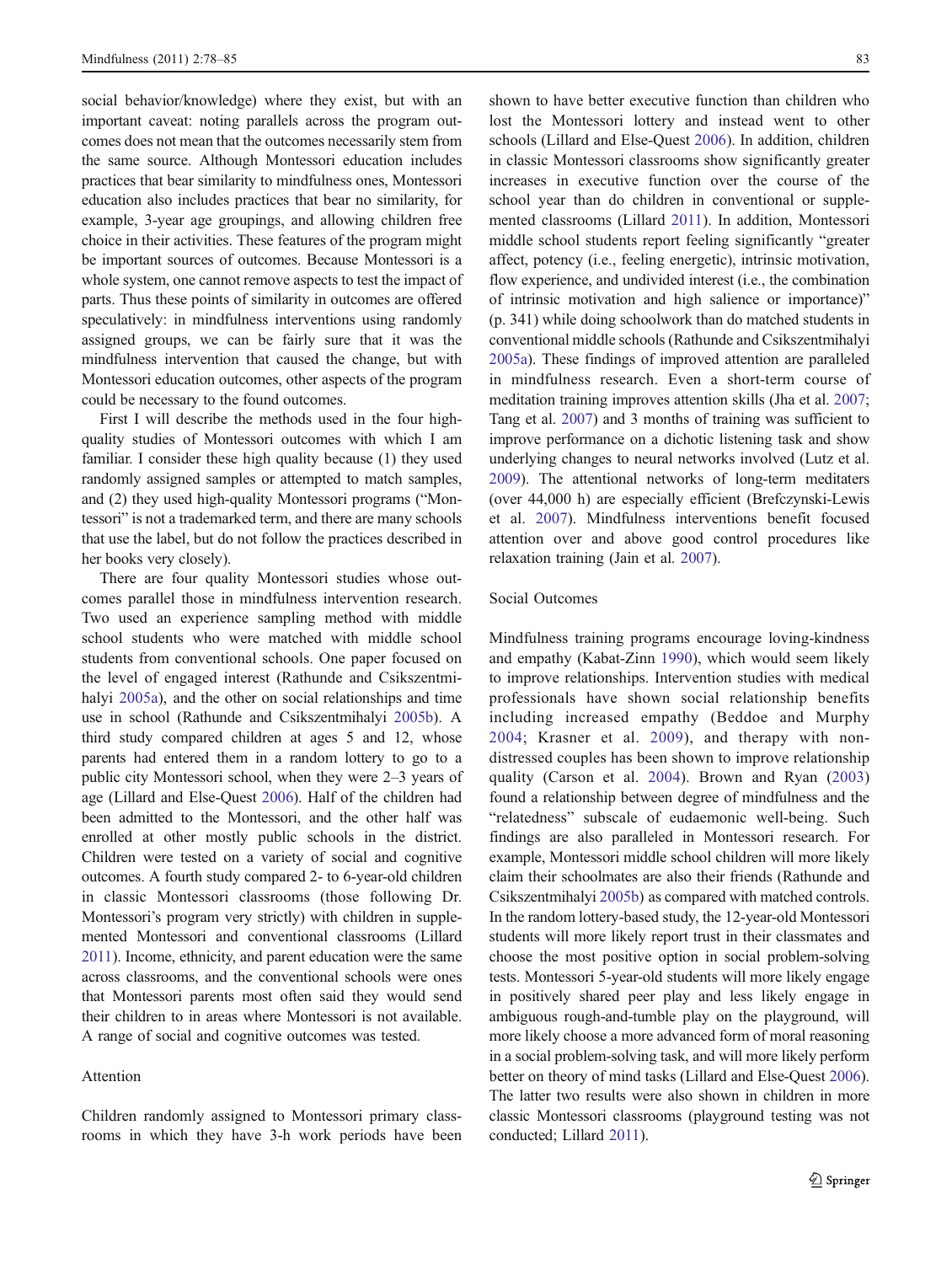social behavior/knowledge) where they exist, but with an important caveat: noting parallels across the program outcomes does not mean that the outcomes necessarily stem from the same source. Although Montessori education includes practices that bear similarity to mindfulness ones, Montessori education also includes practices that bear no similarity, for example, 3-year age groupings, and allowing children free choice in their activities. These features of the program might be important sources of outcomes. Because Montessori is a whole system, one cannot remove aspects to test the impact of parts. Thus these points of similarity in outcomes are offered speculatively: in mindfulness interventions using randomly assigned groups, we can be fairly sure that it was the mindfulness intervention that caused the change, but with Montessori education outcomes, other aspects of the program could be necessary to the found outcomes.

First I will describe the methods used in the four high-quality studies of Montessori outcomes with which I am familiar. I consider these high quality because (1) they used randomly assigned samples or attempted to match samples, and (2) they used high-quality Montessori programs ("Montessori" is not a trademarked term, and there are many schools that use the label, but do not follow the practices described in her books very closely).

There are four quality Montessori studies whose outcomes parallel those in mindfulness intervention research. Two used an experience sampling method with middle school students who were matched with middle school students from conventional schools. One paper focused on the level of engaged interest (Rathunde and Csikszentmihalyi 2005a), and the other on social relationships and time use in school (Rathunde and Csikszentmihalyi 2005b). A third study compared children at ages 5 and 12, whose parents had entered them in a random lottery to go to a public city Montessori school, when they were 2–3 years of age (Lillard and Else-Quest 2006). Half of the children had been admitted to the Montessori, and the other half was enrolled at other mostly public schools in the district. Children were tested on a variety of social and cognitive outcomes. A fourth study compared 2- to 6-year-old children in classic Montessori classrooms (those following Dr. Montessori's program very strictly) with children in supplemented Montessori and conventional classrooms (Lillard 2011). Income, ethnicity, and parent education were the same across classrooms, and the conventional schools were ones that Montessori parents most often said they would send their children to in areas where Montessori is not available. A range of social and cognitive outcomes was tested.

## Attention

Children randomly assigned to Montessori primary classrooms in which they have 3-h work periods have been shown to have better executive function than children who lost the Montessori lottery and instead went to other schools (Lillard and Else-Quest 2006). In addition, children in classic Montessori classrooms show significantly greater increases in executive function over the course of the school year than do children in conventional or supplemented classrooms (Lillard 2011). In addition, Montessori middle school students report feeling significantly "greater affect, potency (i.e., feeling energetic), intrinsic motivation, flow experience, and undivided interest (i.e., the combination of intrinsic motivation and high salience or importance)" (p. 341) while doing schoolwork than do matched students in conventional middle schools (Rathunde and Csikszentmihalyi 2005a). These findings of improved attention are paralleled in mindfulness research. Even a short-term course of meditation training improves attention skills (Jha et al. 2007; Tang et al. 2007) and 3 months of training was sufficient to improve performance on a dichotic listening task and show underlying changes to neural networks involved (Lutz et al. 2009). The attentional networks of long-term meditaters (over 44,000 h) are especially efficient (Brefczynski-Lewis et al. 2007). Mindfulness interventions benefit focused attention over and above good control procedures like relaxation training (Jain et al. 2007).

## Social Outcomes

Mindfulness training programs encourage loving-kindness and empathy (Kabat-Zinn 1990), which would seem likely to improve relationships. Intervention studies with medical professionals have shown social relationship benefits including increased empathy (Beddoe and Murphy 2004; Krasner et al. 2009), and therapy with non-distressed couples has been shown to improve relationship quality (Carson et al. 2004). Brown and Ryan (2003) found a relationship between degree of mindfulness and the "relatedness" subscale of eudaemonic well-being. Such findings are also paralleled in Montessori research. For example, Montessori middle school children will more likely claim their schoolmates are also their friends (Rathunde and Csikszentmihalyi 2005b) as compared with matched controls. In the random lottery-based study, the 12-year-old Montessori students will more likely report trust in their classmates and choose the most positive option in social problem-solving tests. Montessori 5-year-old students will more likely engage in positively shared peer play and less likely engage in ambiguous rough-and-tumble play on the playground, will more likely choose a more advanced form of moral reasoning in a social problem-solving task, and will more likely perform better on theory of mind tasks (Lillard and Else-Quest 2006). The latter two results were also shown in children in more classic Montessori classrooms (playground testing was not conducted; Lillard 2011).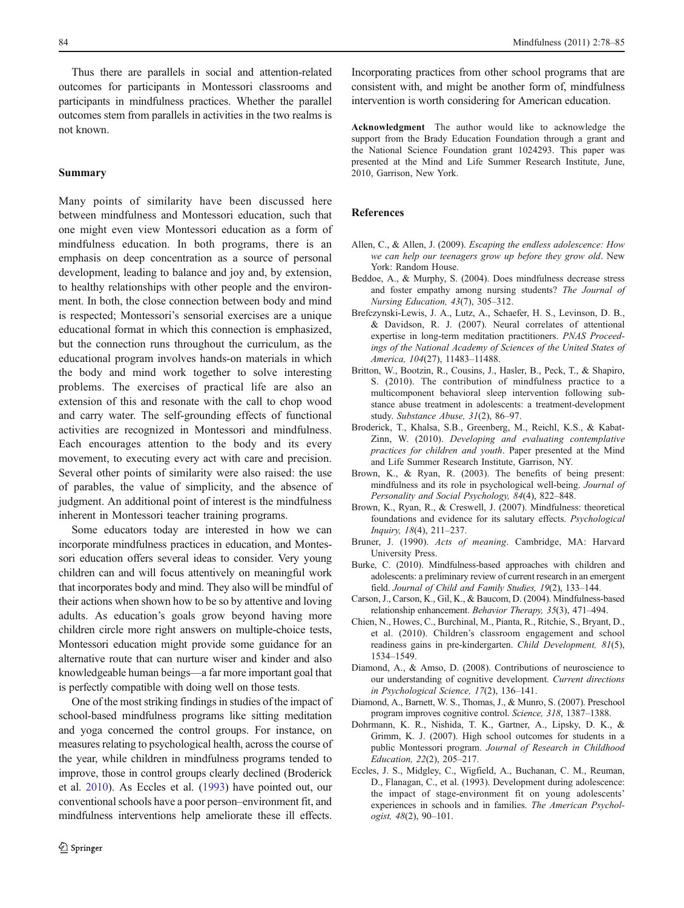Thus there are parallels in social and attention-related outcomes for participants in Montessori classrooms and participants in mindfulness practices. Whether the parallel outcomes stem from parallels in activities in the two realms is not known.

## Summary

Many points of similarity have been discussed here between mindfulness and Montessori education, such that one might even view Montessori education as a form of mindfulness education. In both programs, there is an emphasis on deep concentration as a source of personal development, leading to balance and joy and, by extension, to healthy relationships with other people and the environment. In both, the close connection between body and mind is respected; Montessori's sensorial exercises are a unique educational format in which this connection is emphasized, but the connection runs throughout the curriculum, as the educational program involves hands-on materials in which the body and mind work together to solve interesting problems. The exercises of practical life are also an extension of this and resonate with the call to chop wood and carry water. The self-grounding effects of functional activities are recognized in Montessori and mindfulness. Each encourages attention to the body and its every movement, to executing every act with care and precision. Several other points of similarity were also raised: the use of parables, the value of simplicity, and the absence of judgment. An additional point of interest is the mindfulness inherent in Montessori teacher training programs.

Some educators today are interested in how we can incorporate mindfulness practices in education, and Montessori education offers several ideas to consider. Very young children can and will focus attentively on meaningful work that incorporates body and mind. They also will be mindful of their actions when shown how to be so by attentive and loving adults. As education's goals grow beyond having more children circle more right answers on multiple-choice tests, Montessori education might provide some guidance for an alternative route that can nurture wiser and kinder and also knowledgeable human beings—a far more important goal that is perfectly compatible with doing well on those tests.

One of the most striking findings in studies of the impact of school-based mindfulness programs like sitting meditation and yoga concerned the control groups. For instance, on measures relating to psychological health, across the course of the year, while children in mindfulness programs tended to improve, those in control groups clearly declined (Broderick et al. 2010). As Eccles et al. (1993) have pointed out, our conventional schools have a poor person–environment fit, and mindfulness interventions help ameliorate these ill effects. Incorporating practices from other school programs that are consistent with, and might be another form of, mindfulness intervention is worth considering for American education.

**Acknowledgment** The author would like to acknowledge the support from the Brady Education Foundation through a grant and the National Science Foundation grant 1024293. This paper was presented at the Mind and Life Summer Research Institute, June, 2010, Garrison, New York.

## References

Allen, C., & Allen, J. (2009). *Escaping the endless adolescence: How we can help our teenagers grow up before they grow old*. New York: Random House.

Beddoe, A., & Murphy, S. (2004). Does mindfulness decrease stress and foster empathy among nursing students? *The Journal of Nursing Education, 43*(7), 305–312.

Brefczynski-Lewis, J. A., Lutz, A., Schaefer, H. S., Levinson, D. B., & Davidson, R. J. (2007). Neural correlates of attentional expertise in long-term meditation practitioners. *PNAS Proceedings of the National Academy of Sciences of the United States of America, 104*(27), 11483–11488.

Britton, W., Bootzin, R., Cousins, J., Hasler, B., Peck, T., & Shapiro, S. (2010). The contribution of mindfulness practice to a multicomponent behavioral sleep intervention following substance abuse treatment in adolescents: a treatment-development study. *Substance Abuse, 31*(2), 86–97.

Broderick, T., Khalsa, S.B., Greenberg, M., Reichl, K.S., & Kabat-Zinn, W. (2010). *Developing and evaluating contemplative practices for children and youth*. Paper presented at the Mind and Life Summer Research Institute, Garrison, NY.

Brown, K., & Ryan, R. (2003). The benefits of being present: mindfulness and its role in psychological well-being. *Journal of Personality and Social Psychology, 84*(4), 822–848.

Brown, K., Ryan, R., & Creswell, J. (2007). Mindfulness: theoretical foundations and evidence for its salutary effects. *Psychological Inquiry, 18*(4), 211–237.

Bruner, J. (1990). *Acts of meaning*. Cambridge, MA: Harvard University Press.

Burke, C. (2010). Mindfulness-based approaches with children and adolescents: a preliminary review of current research in an emergent field. *Journal of Child and Family Studies, 19*(2), 133–144.

Carson, J., Carson, K., Gil, K., & Baucom, D. (2004). Mindfulness-based relationship enhancement. *Behavior Therapy, 35*(3), 471–494.

Chien, N., Howes, C., Burchinal, M., Pianta, R., Ritchie, S., Bryant, D., et al. (2010). Children's classroom engagement and school readiness gains in pre-kindergarten. *Child Development, 81*(5), 1534–1549.

Diamond, A., & Amso, D. (2008). Contributions of neuroscience to our understanding of cognitive development. *Current directions in Psychological Science, 17*(2), 136–141.

Diamond, A., Barnett, W. S., Thomas, J., & Munro, S. (2007). Preschool program improves cognitive control. *Science, 318*, 1387–1388.

Dohrmann, K. R., Nishida, T. K., Gartner, A., Lipsky, D. K., & Grimm, K. J. (2007). High school outcomes for students in a public Montessori program. *Journal of Research in Childhood Education, 22*(2), 205–217.

Eccles, J. S., Midgley, C., Wigfield, A., Buchanan, C. M., Reuman, D., Flanagan, C., et al. (1993). Development during adolescence: the impact of stage-environment fit on young adolescents' experiences in schools and in families. *The American Psychologist, 48*(2), 90–101.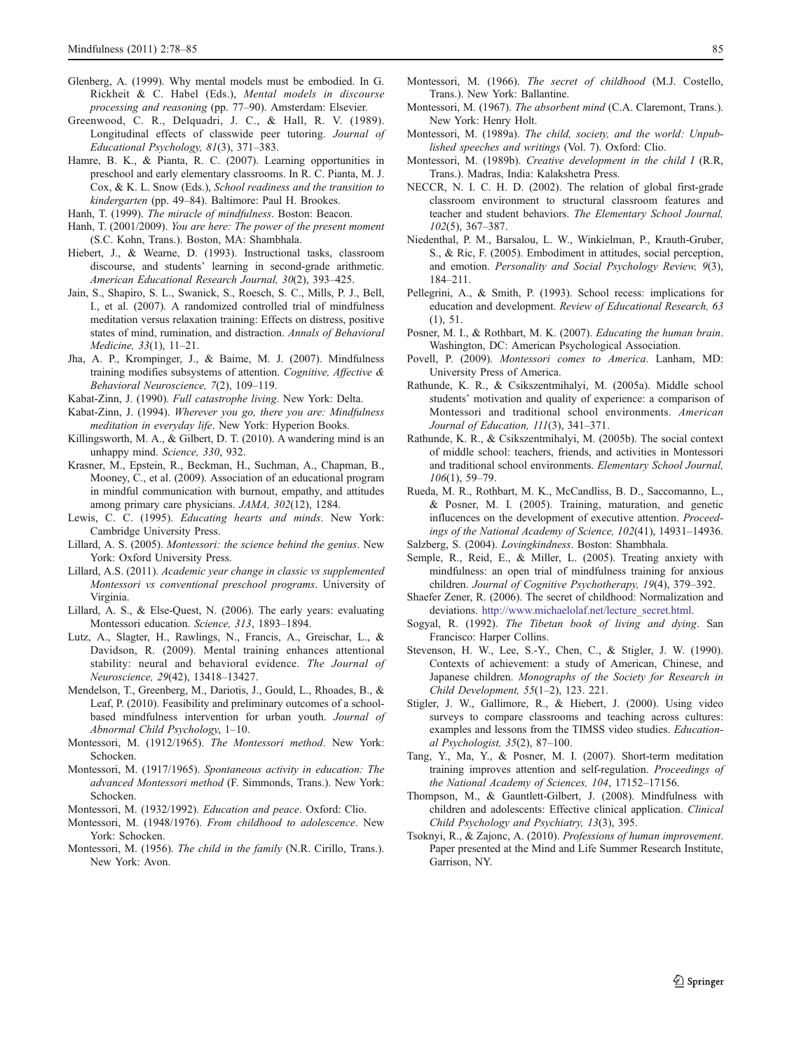Glenberg, A. (1999). Why mental models must be embodied. In G. Rickheit & C. Habel (Eds.), *Mental models in discourse processing and reasoning* (pp. 77–90). Amsterdam: Elsevier.

Greenwood, C. R., Delquadri, J. C., & Hall, R. V. (1989). Longitudinal effects of classwide peer tutoring. *Journal of Educational Psychology, 81*(3), 371–383.

Hamre, B. K., & Pianta, R. C. (2007). Learning opportunities in preschool and early elementary classrooms. In R. C. Pianta, M. J. Cox, & K. L. Snow (Eds.), *School readiness and the transition to kindergarten* (pp. 49–84). Baltimore: Paul H. Brookes.

Hanh, T. (1999). *The miracle of mindfulness*. Boston: Beacon.

Hanh, T. (2001/2009). *You are here: The power of the present moment* (S.C. Kohn, Trans.). Boston, MA: Shambhala.

Hiebert, J., & Wearne, D. (1993). Instructional tasks, classroom discourse, and students' learning in second-grade arithmetic. *American Educational Research Journal, 30*(2), 393–425.

Jain, S., Shapiro, S. L., Swanick, S., Roesch, S. C., Mills, P. J., Bell, I., et al. (2007). A randomized controlled trial of mindfulness meditation versus relaxation training: Effects on distress, positive states of mind, rumination, and distraction. *Annals of Behavioral Medicine, 33*(1), 11–21.

Jha, A. P., Krompinger, J., & Baime, M. J. (2007). Mindfulness training modifies subsystems of attention. *Cognitive, Affective & Behavioral Neuroscience, 7*(2), 109–119.

Kabat-Zinn, J. (1990). *Full catastrophe living*. New York: Delta.

Kabat-Zinn, J. (1994). *Wherever you go, there you are: Mindfulness meditation in everyday life*. New York: Hyperion Books.

Killingsworth, M. A., & Gilbert, D. T. (2010). A wandering mind is an unhappy mind. *Science, 330*, 932.

Krasner, M., Epstein, R., Beckman, H., Suchman, A., Chapman, B., Mooney, C., et al. (2009). Association of an educational program in mindful communication with burnout, empathy, and attitudes among primary care physicians. *JAMA, 302*(12), 1284.

Lewis, C. C. (1995). *Educating hearts and minds*. New York: Cambridge University Press.

Lillard, A. S. (2005). *Montessori: the science behind the genius*. New York: Oxford University Press.

Lillard, A.S. (2011). *Academic year change in classic vs supplemented Montessori vs conventional preschool programs*. University of Virginia.

Lillard, A. S., & Else-Quest, N. (2006). The early years: evaluating Montessori education. *Science, 313*, 1893–1894.

Lutz, A., Slagter, H., Rawlings, N., Francis, A., Greischar, L., & Davidson, R. (2009). Mental training enhances attentional stability: neural and behavioral evidence. *The Journal of Neuroscience, 29*(42), 13418–13427.

Mendelson, T., Greenberg, M., Dariotis, J., Gould, L., Rhoades, B., & Leaf, P. (2010). Feasibility and preliminary outcomes of a school-based mindfulness intervention for urban youth. *Journal of Abnormal Child Psychology*, 1–10.

Montessori, M. (1912/1965). *The Montessori method*. New York: Schocken.

Montessori, M. (1917/1965). *Spontaneous activity in education: The advanced Montessori method* (F. Simmonds, Trans.). New York: Schocken.

Montessori, M. (1932/1992). *Education and peace*. Oxford: Clio.

Montessori, M. (1948/1976). *From childhood to adolescence*. New York: Schocken.

Montessori, M. (1956). *The child in the family* (N.R. Cirillo, Trans.). New York: Avon.

Montessori, M. (1966). *The secret of childhood* (M.J. Costello, Trans.). New York: Ballantine.

Montessori, M. (1967). *The absorbent mind* (C.A. Claremont, Trans.). New York: Henry Holt.

Montessori, M. (1989a). *The child, society, and the world: Unpublished speeches and writings* (Vol. 7). Oxford: Clio.

Montessori, M. (1989b). *Creative development in the child I* (R.R, Trans.). Madras, India: Kalakshetra Press.

NECCR, N. I. C. H. D. (2002). The relation of global first-grade classroom environment to structural classroom features and teacher and student behaviors. *The Elementary School Journal, 102*(5), 367–387.

Niedenthal, P. M., Barsalou, L. W., Winkielman, P., Krauth-Gruber, S., & Ric, F. (2005). Embodiment in attitudes, social perception, and emotion. *Personality and Social Psychology Review, 9*(3), 184–211.

Pellegrini, A., & Smith, P. (1993). School recess: implications for education and development. *Review of Educational Research, 63* (1), 51.

Posner, M. I., & Rothbart, M. K. (2007). *Educating the human brain*. Washington, DC: American Psychological Association.

Povell, P. (2009). *Montessori comes to America*. Lanham, MD: University Press of America.

Rathunde, K. R., & Csikszentmihalyi, M. (2005a). Middle school students' motivation and quality of experience: a comparison of Montessori and traditional school environments. *American Journal of Education, 111*(3), 341–371.

Rathunde, K. R., & Csikszentmihalyi, M. (2005b). The social context of middle school: teachers, friends, and activities in Montessori and traditional school environments. *Elementary School Journal, 106*(1), 59–79.

Rueda, M. R., Rothbart, M. K., McCandliss, B. D., Saccomanno, L., & Posner, M. I. (2005). Training, maturation, and genetic influences on the development of executive attention. *Proceedings of the National Academy of Science, 102*(41), 14931–14936.

Salzberg, S. (2004). *Lovingkindness*. Boston: Shambhala.

Semple, R., Reid, E., & Miller, L. (2005). Treating anxiety with mindfulness: an open trial of mindfulness training for anxious children. *Journal of Cognitive Psychotherapy, 19*(4), 379–392.

Shaefer Zener, R. (2006). The secret of childhood: Normalization and deviations. http://www.michaelolaf.net/lecture_secret.html.

Sogyal, R. (1992). *The Tibetan book of living and dying*. San Francisco: Harper Collins.

Stevenson, H. W., Lee, S.-Y., Chen, C., & Stigler, J. W. (1990). Contexts of achievement: a study of American, Chinese, and Japanese children. *Monographs of the Society for Research in Child Development, 55*(1–2), 123. 221.

Stigler, J. W., Gallimore, R., & Hiebert, J. (2000). Using video surveys to compare classrooms and teaching across cultures: examples and lessons from the TIMSS video studies. *Educational Psychologist, 35*(2), 87–100.

Tang, Y., Ma, Y., & Posner, M. I. (2007). Short-term meditation training improves attention and self-regulation. *Proceedings of the National Academy of Sciences, 104*, 17152–17156.

Thompson, M., & Gauntlett-Gilbert, J. (2008). Mindfulness with children and adolescents: Effective clinical application. *Clinical Child Psychology and Psychiatry, 13*(3), 395.

Tsoknyi, R., & Zajonc, A. (2010). *Professions of human improvement*. Paper presented at the Mind and Life Summer Research Institute, Garrison, NY.